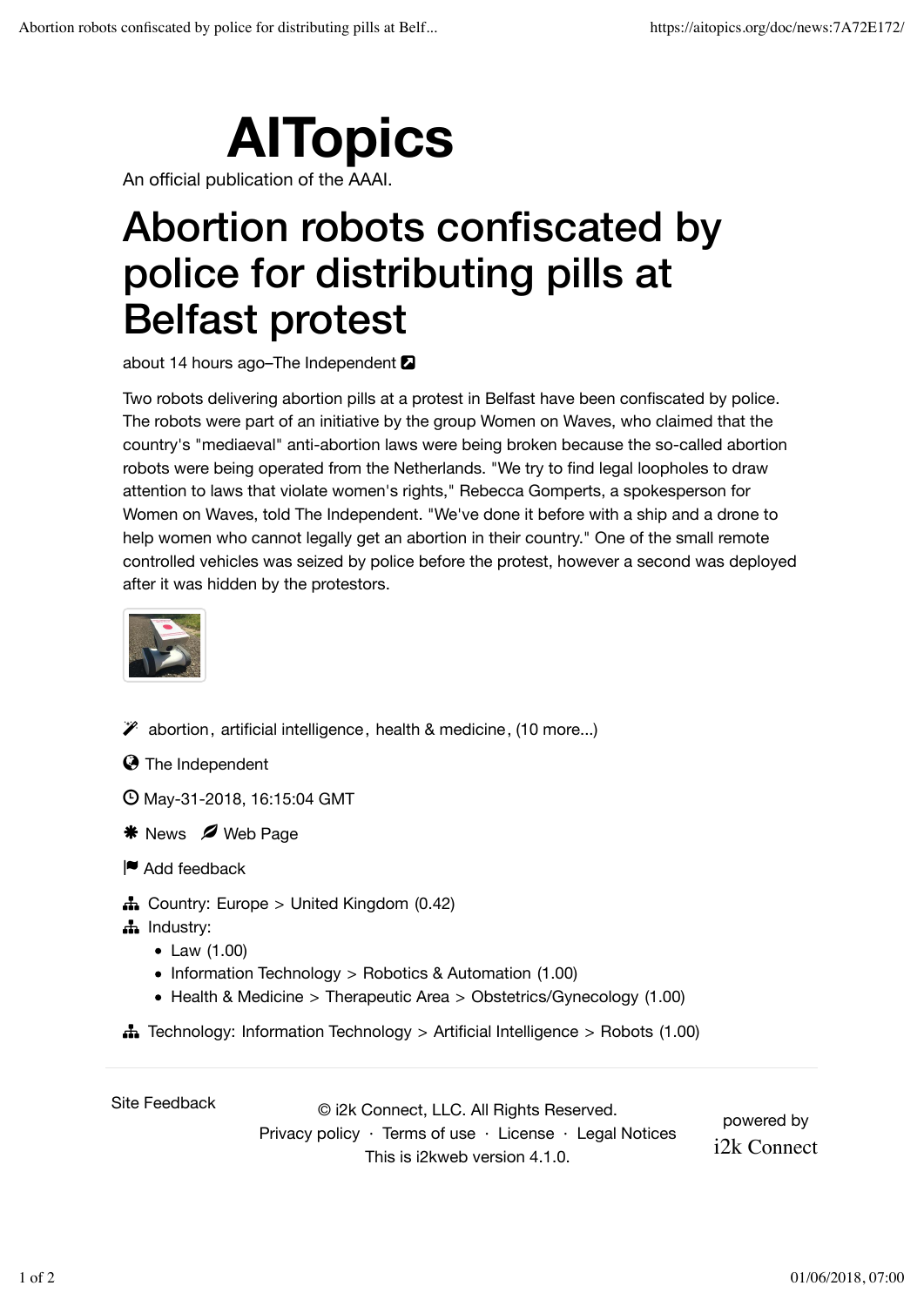# AITopics

An official publication of the AAAI.

# Abortion robots confiscated by police for distributing pills at Belfast protest

about 14 hours ago–The Independent

Two robots delivering abortion pills at a protest in Belfast have been confiscated by police. The robots were part of an initiative by the group Women on Waves, who claimed that the country's "mediaeval" anti-abortion laws were being broken because the so-called abortion robots were being operated from the Netherlands. "We try to find legal loopholes to draw attention to laws that violate women's rights," Rebecca Gomperts, a spokesperson for Women on Waves, told The Independent. "We've done it before with a ship and a drone to help women who cannot legally get an abortion in their country." One of the small remote controlled vehicles was seized by police before the protest, however a second was deployed after it was hidden by the protestors.

abortion, artificial intelligence, health & medicine, (10 more...)

The Independent

May-31-2018, 16:15:04 GMT

News Web Page

Add feedback

Country: Europe > United Kingdom (0.42)

Industry:

- Law (1.00)
- Information Technology > Robotics & Automation (1.00)
- Health & Medicine > Therapeutic Area > Obstetrics/Gynecology (1.00)

Technology: Information Technology > Artificial Intelligence > Robots (1.00)

Site Feedback

© i2k Connect, LLC. All Rights Reserved.
Privacy policy · Terms of use · License · Legal Notices
This is i2kweb version 4.1.0.

powered by i2k Connect